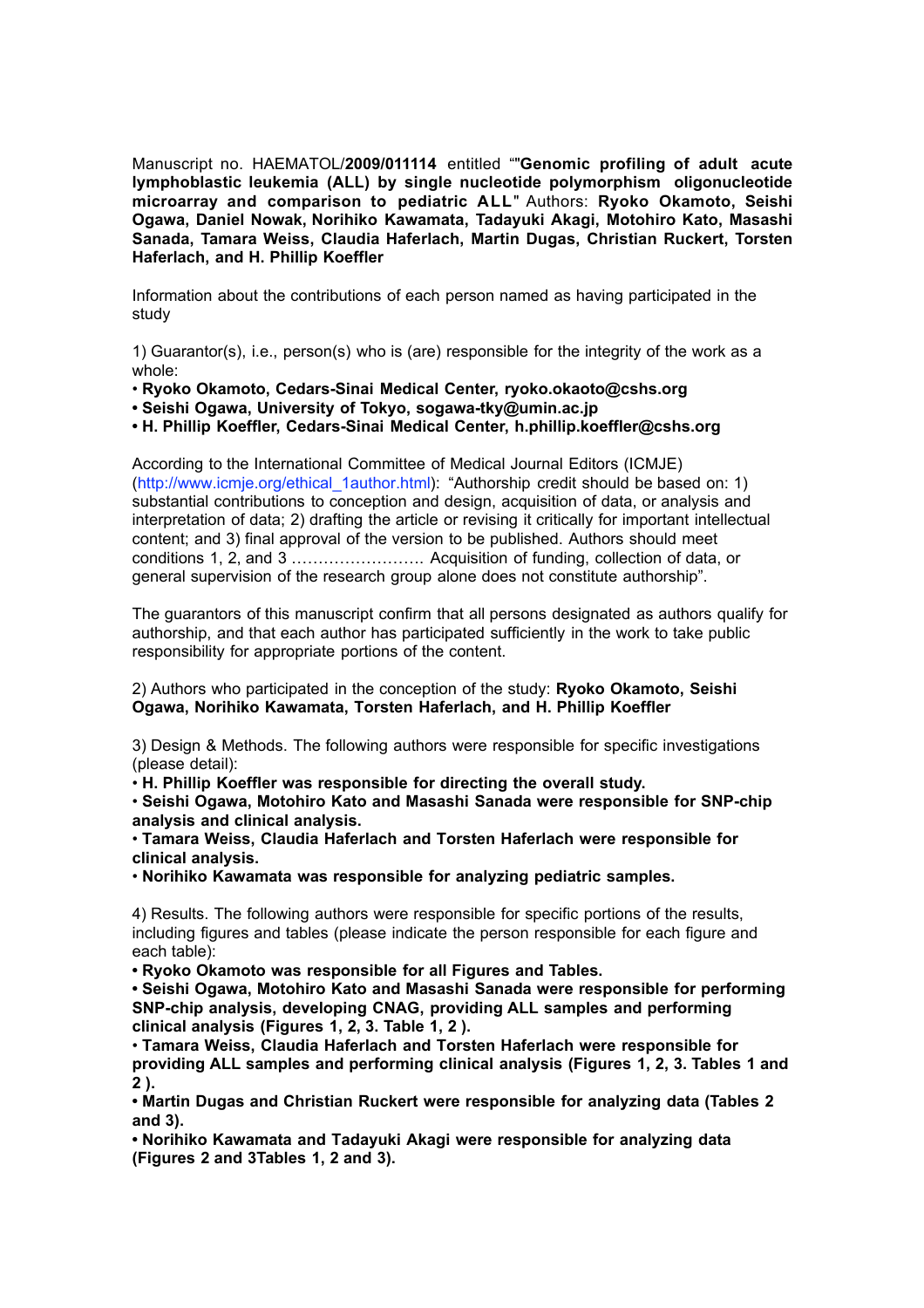Manuscript no. HAEMATOL/**2009/011114** entitled ""**Genomic profiling of adult acute lymphoblastic leukemia (ALL) by single nucleotide polymorphism oligonucleotide microarray and comparison to pediatric ALL**" Authors: **Ryoko Okamoto, Seishi Ogawa, Daniel Nowak, Norihiko Kawamata, Tadayuki Akagi, Motohiro Kato, Masashi Sanada, Tamara Weiss, Claudia Haferlach, Martin Dugas, Christian Ruckert, Torsten Haferlach, and H. Phillip Koeffler**

Information about the contributions of each person named as having participated in the study

1) Guarantor(s), i.e., person(s) who is (are) responsible for the integrity of the work as a whole:

- **Ryoko Okamoto, Cedars-Sinai Medical Center, ryoko.okaoto@cshs.org**
- **Seishi Ogawa, University of Tokyo, sogawa-tky@umin.ac.jp**
- **H. Phillip Koeffler, Cedars-Sinai Medical Center, h.phillip.koeffler@cshs.org**

According to the International Committee of Medical Journal Editors (ICMJE) (http://www.icmje.org/ethical_1author.html): "Authorship credit should be based on: 1) substantial contributions to conception and design, acquisition of data, or analysis and interpretation of data; 2) drafting the article or revising it critically for important intellectual content; and 3) final approval of the version to be published. Authors should meet conditions 1, 2, and 3 ……………………. Acquisition of funding, collection of data, or general supervision of the research group alone does not constitute authorship".

The guarantors of this manuscript confirm that all persons designated as authors qualify for authorship, and that each author has participated sufficiently in the work to take public responsibility for appropriate portions of the content.

2) Authors who participated in the conception of the study: **Ryoko Okamoto, Seishi Ogawa, Norihiko Kawamata, Torsten Haferlach, and H. Phillip Koeffler**

3) Design & Methods. The following authors were responsible for specific investigations (please detail):

- **H. Phillip Koeffler was responsible for directing the overall study.**
- **Seishi Ogawa, Motohiro Kato and Masashi Sanada were responsible for SNP-chip analysis and clinical analysis.**
- **Tamara Weiss, Claudia Haferlach and Torsten Haferlach were responsible for clinical analysis.**
- **Norihiko Kawamata was responsible for analyzing pediatric samples.**

4) Results. The following authors were responsible for specific portions of the results, including figures and tables (please indicate the person responsible for each figure and each table):

- **Ryoko Okamoto was responsible for all Figures and Tables.**
- **Seishi Ogawa, Motohiro Kato and Masashi Sanada were responsible for performing SNP-chip analysis, developing CNAG, providing ALL samples and performing clinical analysis (Figures 1, 2, 3. Table 1, 2 ).**
- **Tamara Weiss, Claudia Haferlach and Torsten Haferlach were responsible for providing ALL samples and performing clinical analysis (Figures 1, 2, 3. Tables 1 and 2 ).**
- **Martin Dugas and Christian Ruckert were responsible for analyzing data (Tables 2 and 3).**
- **Norihiko Kawamata and Tadayuki Akagi were responsible for analyzing data (Figures 2 and 3Tables 1, 2 and 3).**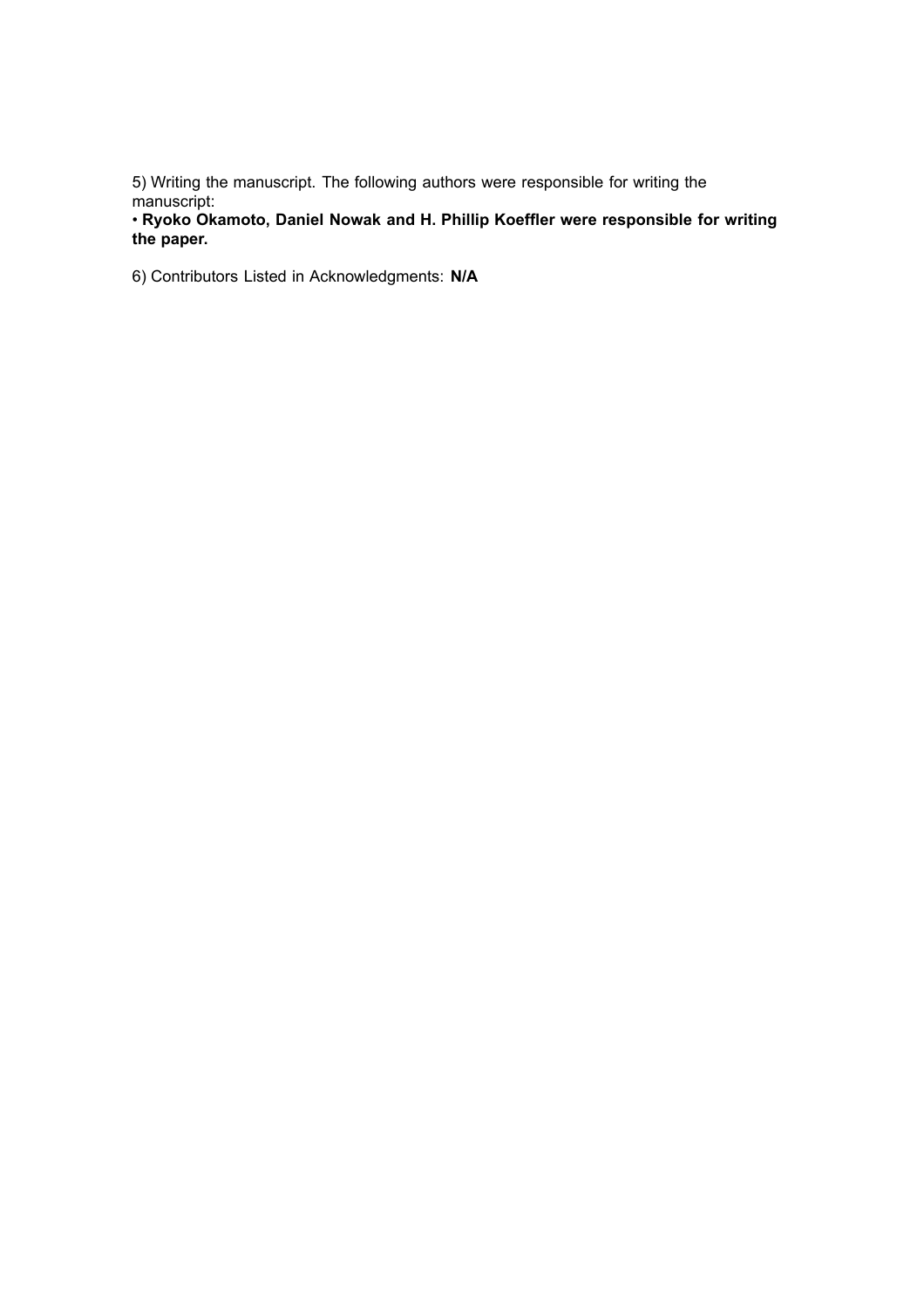5) Writing the manuscript. The following authors were responsible for writing the manuscript:

• **Ryoko Okamoto, Daniel Nowak and H. Phillip Koeffler were responsible for writing the paper.**

6) Contributors Listed in Acknowledgments: **N/A**